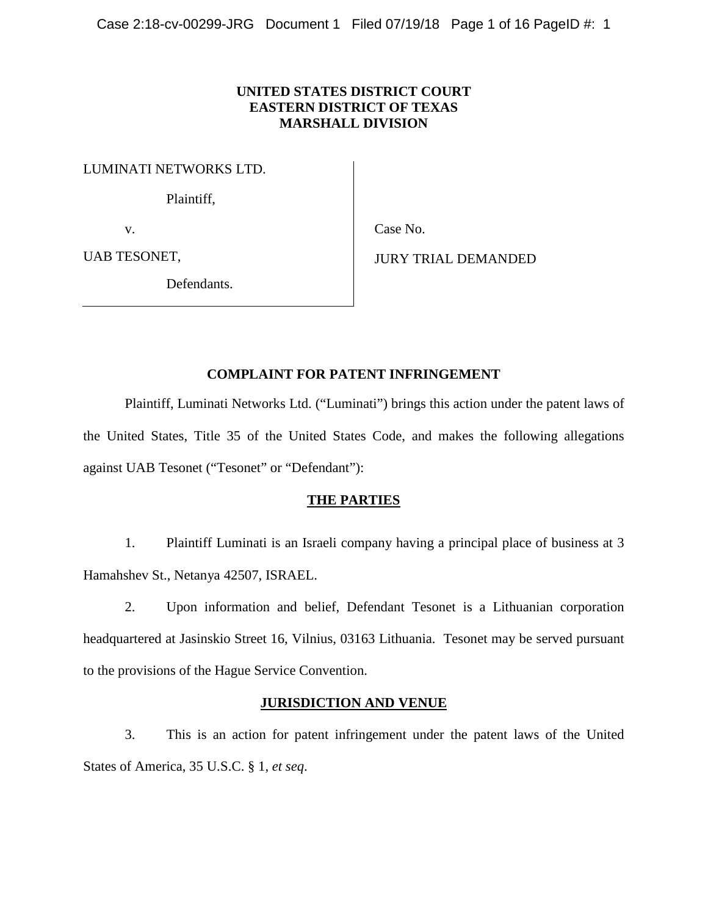**UNITED STATES DISTRICT COURT**
**EASTERN DISTRICT OF TEXAS**
**MARSHALL DIVISION**

LUMINATI NETWORKS LTD.

Plaintiff,

v.

UAB TESONET,

Defendants.

Case No.

JURY TRIAL DEMANDED

## COMPLAINT FOR PATENT INFRINGEMENT

Plaintiff, Luminati Networks Ltd. ("Luminati") brings this action under the patent laws of the United States, Title 35 of the United States Code, and makes the following allegations against UAB Tesonet ("Tesonet" or "Defendant"):

## THE PARTIES

1. Plaintiff Luminati is an Israeli company having a principal place of business at 3 Hamahshev St., Netanya 42507, ISRAEL.

2. Upon information and belief, Defendant Tesonet is a Lithuanian corporation headquartered at Jasinskio Street 16, Vilnius, 03163 Lithuania. Tesonet may be served pursuant to the provisions of the Hague Service Convention.

## JURISDICTION AND VENUE

3. This is an action for patent infringement under the patent laws of the United States of America, 35 U.S.C. § 1, *et seq*.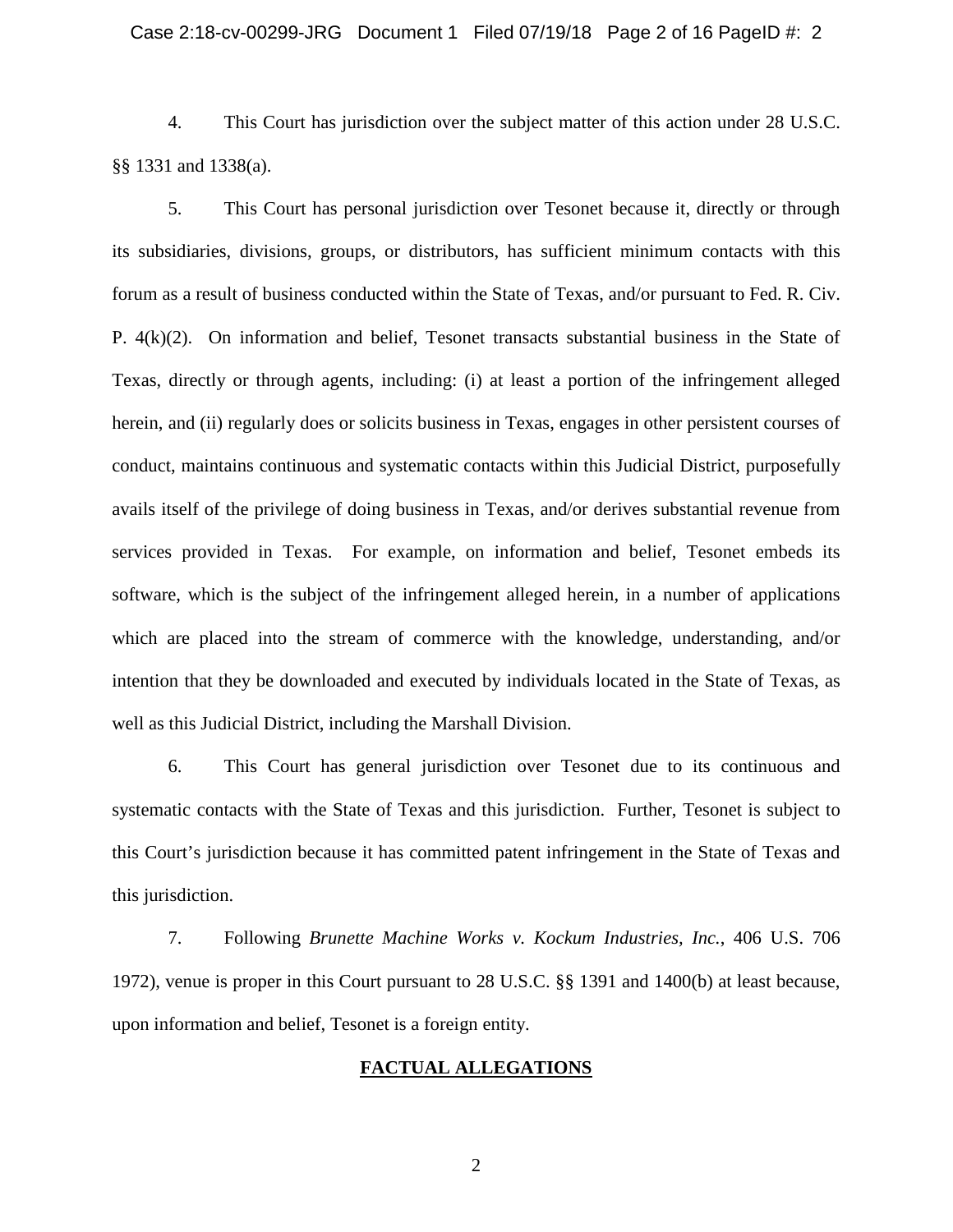4. This Court has jurisdiction over the subject matter of this action under 28 U.S.C. §§ 1331 and 1338(a).

5. This Court has personal jurisdiction over Tesonet because it, directly or through its subsidiaries, divisions, groups, or distributors, has sufficient minimum contacts with this forum as a result of business conducted within the State of Texas, and/or pursuant to Fed. R. Civ. P. 4(k)(2). On information and belief, Tesonet transacts substantial business in the State of Texas, directly or through agents, including: (i) at least a portion of the infringement alleged herein, and (ii) regularly does or solicits business in Texas, engages in other persistent courses of conduct, maintains continuous and systematic contacts within this Judicial District, purposefully avails itself of the privilege of doing business in Texas, and/or derives substantial revenue from services provided in Texas. For example, on information and belief, Tesonet embeds its software, which is the subject of the infringement alleged herein, in a number of applications which are placed into the stream of commerce with the knowledge, understanding, and/or intention that they be downloaded and executed by individuals located in the State of Texas, as well as this Judicial District, including the Marshall Division.

6. This Court has general jurisdiction over Tesonet due to its continuous and systematic contacts with the State of Texas and this jurisdiction. Further, Tesonet is subject to this Court's jurisdiction because it has committed patent infringement in the State of Texas and this jurisdiction.

7. Following *Brunette Machine Works v. Kockum Industries, Inc.*, 406 U.S. 706 1972), venue is proper in this Court pursuant to 28 U.S.C. §§ 1391 and 1400(b) at least because, upon information and belief, Tesonet is a foreign entity.

## FACTUAL ALLEGATIONS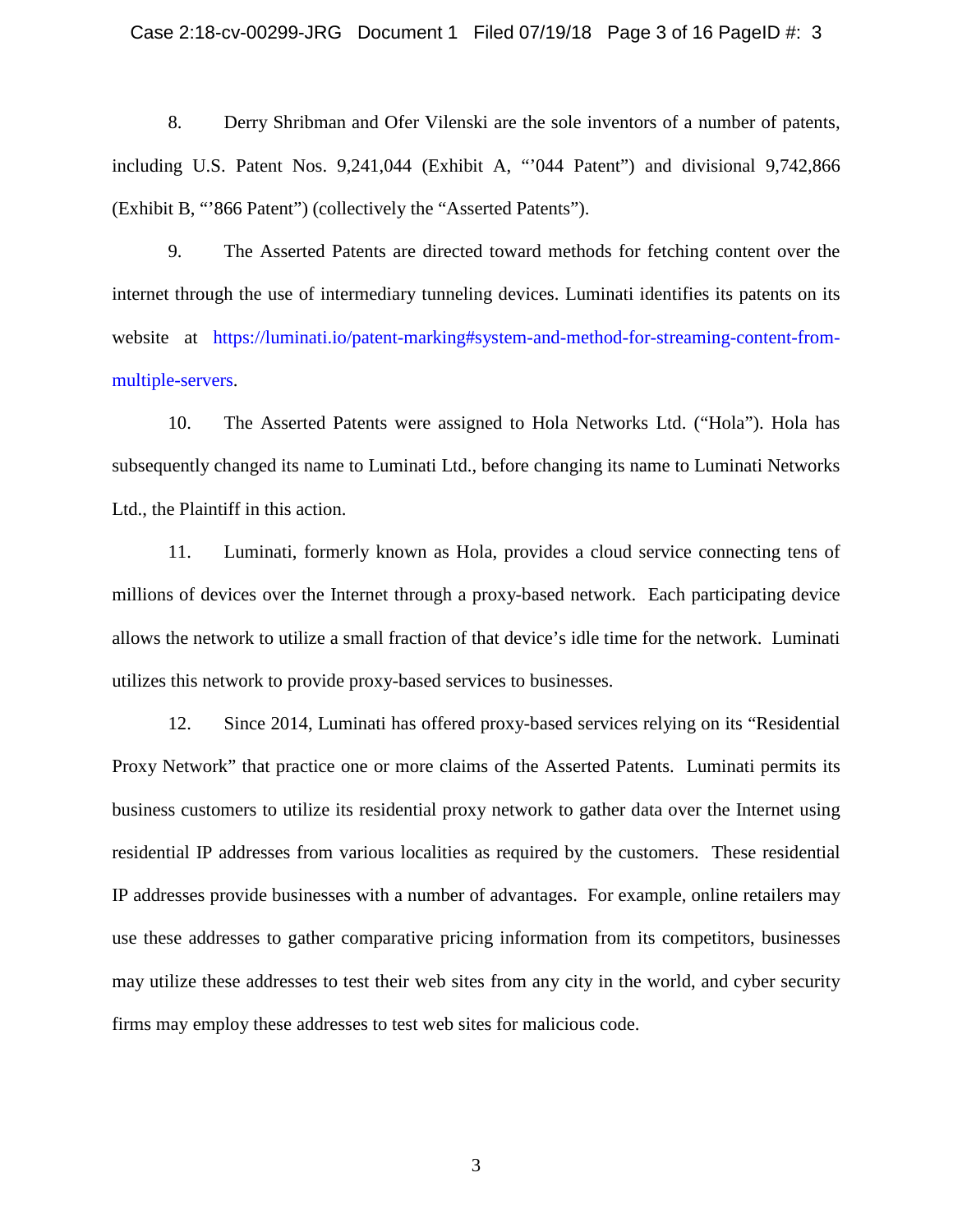8. Derry Shribman and Ofer Vilenski are the sole inventors of a number of patents, including U.S. Patent Nos. 9,241,044 (Exhibit A, "'044 Patent") and divisional 9,742,866 (Exhibit B, "'866 Patent") (collectively the "Asserted Patents").

9. The Asserted Patents are directed toward methods for fetching content over the internet through the use of intermediary tunneling devices. Luminati identifies its patents on its website at https://luminati.io/patent-marking#system-and-method-for-streaming-content-from-multiple-servers.

10. The Asserted Patents were assigned to Hola Networks Ltd. ("Hola"). Hola has subsequently changed its name to Luminati Ltd., before changing its name to Luminati Networks Ltd., the Plaintiff in this action.

11. Luminati, formerly known as Hola, provides a cloud service connecting tens of millions of devices over the Internet through a proxy-based network. Each participating device allows the network to utilize a small fraction of that device's idle time for the network. Luminati utilizes this network to provide proxy-based services to businesses.

12. Since 2014, Luminati has offered proxy-based services relying on its "Residential Proxy Network" that practice one or more claims of the Asserted Patents. Luminati permits its business customers to utilize its residential proxy network to gather data over the Internet using residential IP addresses from various localities as required by the customers. These residential IP addresses provide businesses with a number of advantages. For example, online retailers may use these addresses to gather comparative pricing information from its competitors, businesses may utilize these addresses to test their web sites from any city in the world, and cyber security firms may employ these addresses to test web sites for malicious code.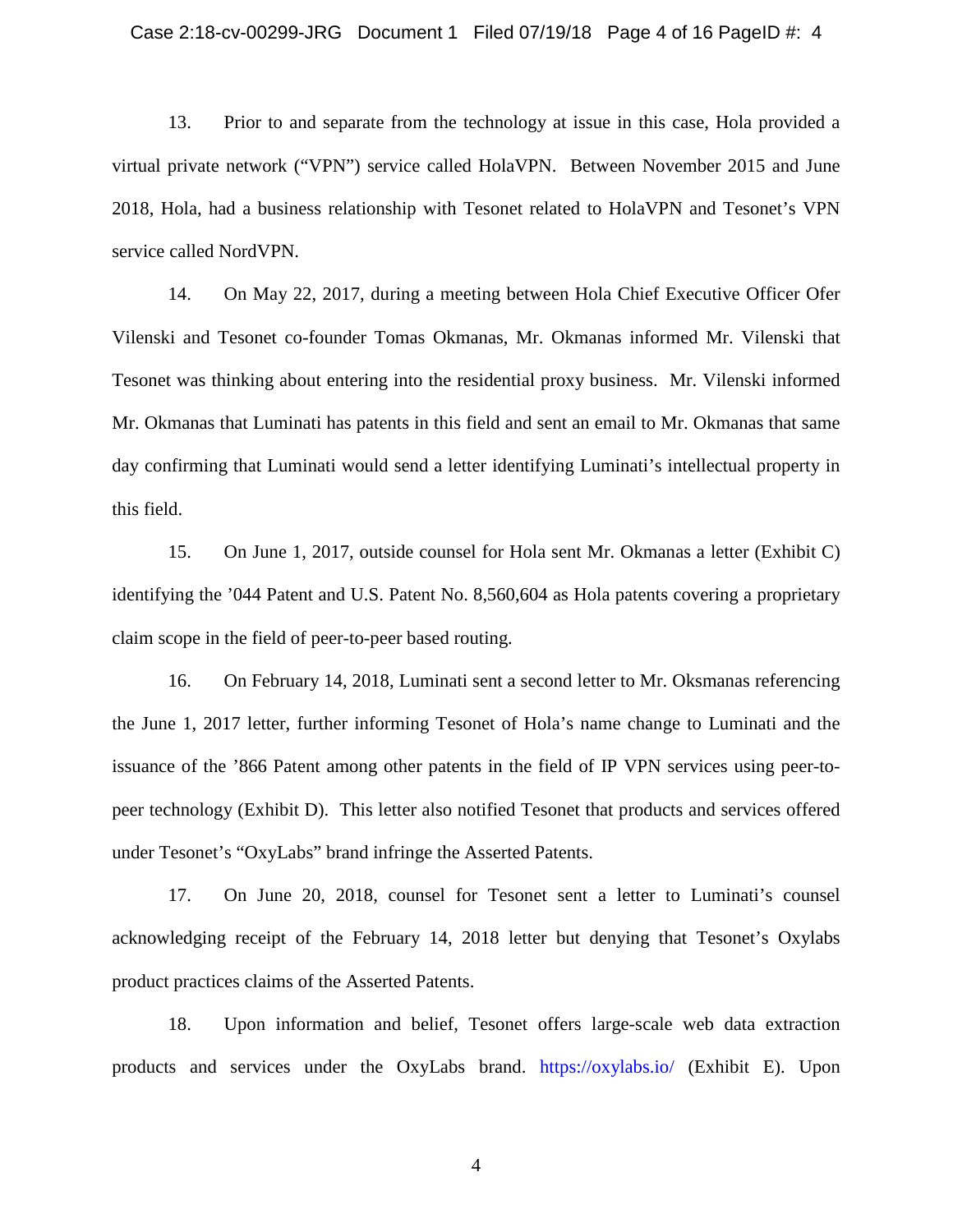13. Prior to and separate from the technology at issue in this case, Hola provided a virtual private network ("VPN") service called HolaVPN. Between November 2015 and June 2018, Hola, had a business relationship with Tesonet related to HolaVPN and Tesonet's VPN service called NordVPN.

14. On May 22, 2017, during a meeting between Hola Chief Executive Officer Ofer Vilenski and Tesonet co-founder Tomas Okmanas, Mr. Okmanas informed Mr. Vilenski that Tesonet was thinking about entering into the residential proxy business. Mr. Vilenski informed Mr. Okmanas that Luminati has patents in this field and sent an email to Mr. Okmanas that same day confirming that Luminati would send a letter identifying Luminati's intellectual property in this field.

15. On June 1, 2017, outside counsel for Hola sent Mr. Okmanas a letter (Exhibit C) identifying the '044 Patent and U.S. Patent No. 8,560,604 as Hola patents covering a proprietary claim scope in the field of peer-to-peer based routing.

16. On February 14, 2018, Luminati sent a second letter to Mr. Oksmanas referencing the June 1, 2017 letter, further informing Tesonet of Hola's name change to Luminati and the issuance of the '866 Patent among other patents in the field of IP VPN services using peer-to-peer technology (Exhibit D). This letter also notified Tesonet that products and services offered under Tesonet's "OxyLabs" brand infringe the Asserted Patents.

17. On June 20, 2018, counsel for Tesonet sent a letter to Luminati's counsel acknowledging receipt of the February 14, 2018 letter but denying that Tesonet's Oxylabs product practices claims of the Asserted Patents.

18. Upon information and belief, Tesonet offers large-scale web data extraction products and services under the OxyLabs brand. https://oxylabs.io/ (Exhibit E). Upon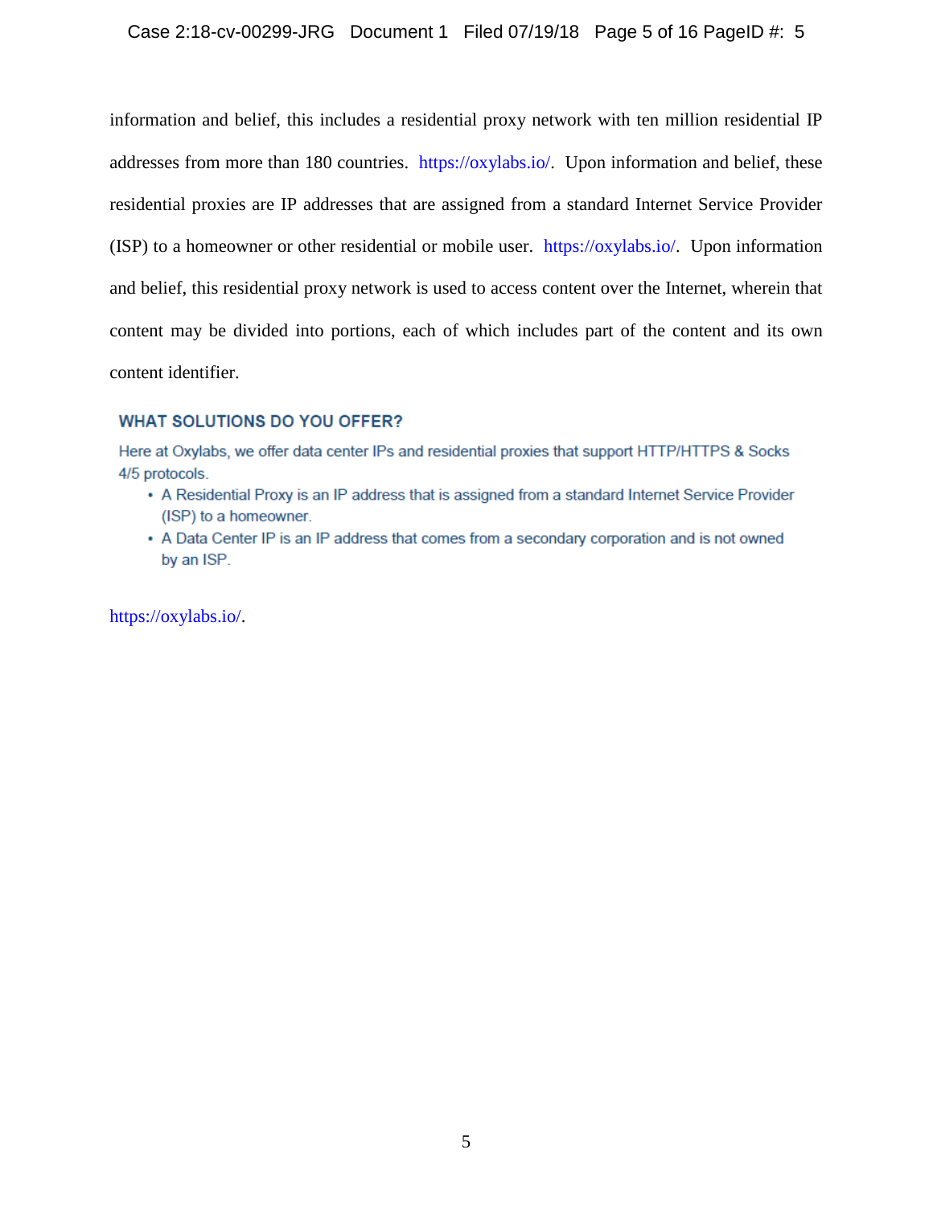information and belief, this includes a residential proxy network with ten million residential IP addresses from more than 180 countries. https://oxylabs.io/. Upon information and belief, these residential proxies are IP addresses that are assigned from a standard Internet Service Provider (ISP) to a homeowner or other residential or mobile user. https://oxylabs.io/. Upon information and belief, this residential proxy network is used to access content over the Internet, wherein that content may be divided into portions, each of which includes part of the content and its own content identifier.

> **WHAT SOLUTIONS DO YOU OFFER?**
>
> Here at Oxylabs, we offer data center IPs and residential proxies that support HTTP/HTTPS & Socks 4/5 protocols.
>
> - A Residential Proxy is an IP address that is assigned from a standard Internet Service Provider (ISP) to a homeowner.
> - A Data Center IP is an IP address that comes from a secondary corporation and is not owned by an ISP.

https://oxylabs.io/.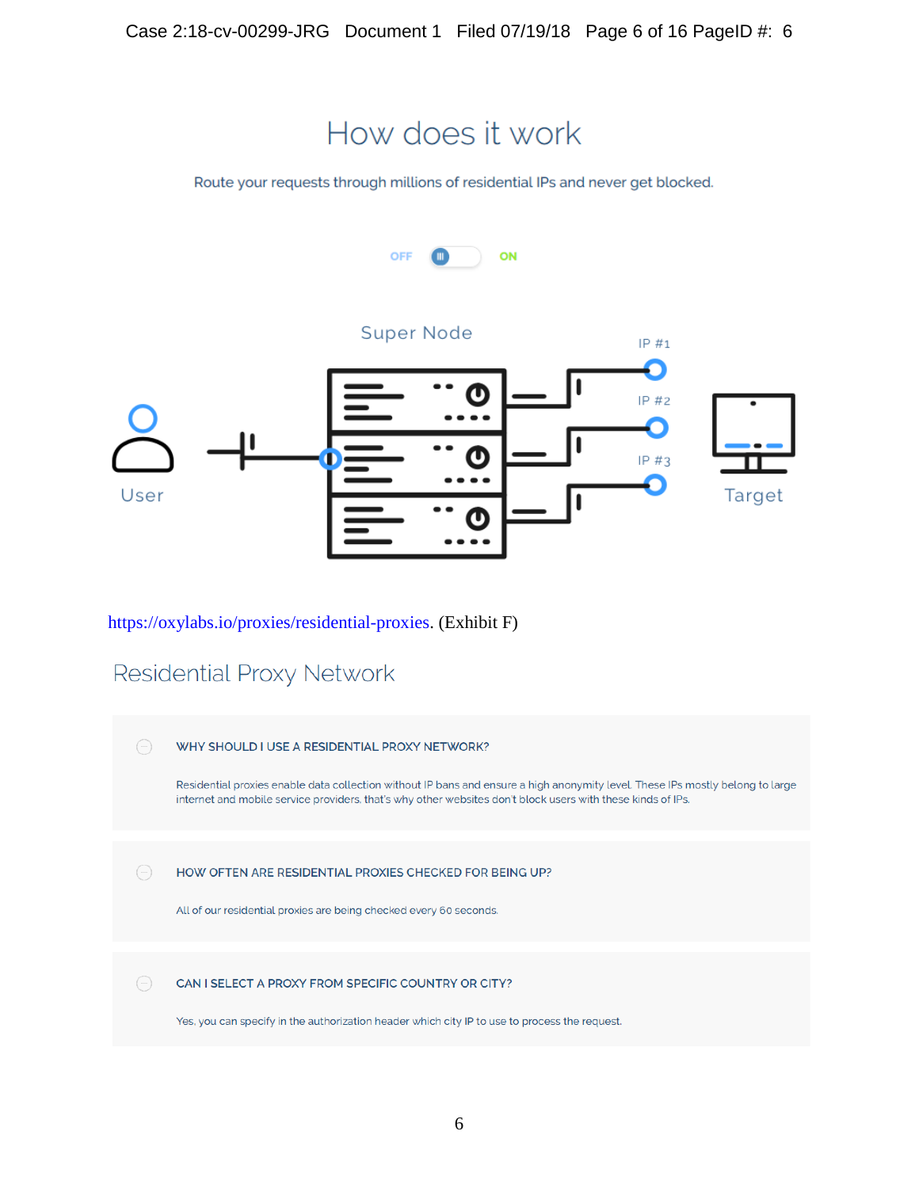## How does it work

Route your requests through millions of residential IPs and never get blocked.

OFF ON

Super Node

User

IP #1

IP #2

IP #3

Target

https://oxylabs.io/proxies/residential-proxies. (Exhibit F)

## Residential Proxy Network

WHY SHOULD I USE A RESIDENTIAL PROXY NETWORK?

Residential proxies enable data collection without IP bans and ensure a high anonymity level. These IPs mostly belong to large internet and mobile service providers, that's why other websites don't block users with these kinds of IPs.

HOW OFTEN ARE RESIDENTIAL PROXIES CHECKED FOR BEING UP?

All of our residential proxies are being checked every 60 seconds.

CAN I SELECT A PROXY FROM SPECIFIC COUNTRY OR CITY?

Yes, you can specify in the authorization header which city IP to use to process the request.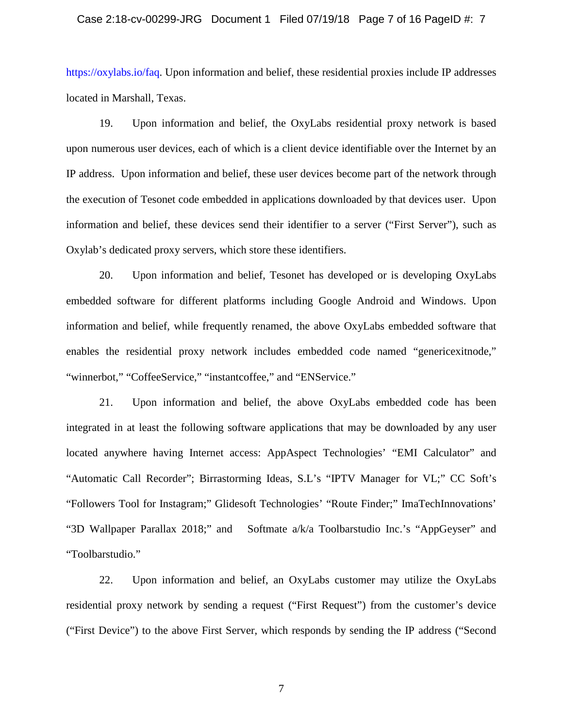https://oxylabs.io/faq. Upon information and belief, these residential proxies include IP addresses located in Marshall, Texas.

19. Upon information and belief, the OxyLabs residential proxy network is based upon numerous user devices, each of which is a client device identifiable over the Internet by an IP address. Upon information and belief, these user devices become part of the network through the execution of Tesonet code embedded in applications downloaded by that devices user. Upon information and belief, these devices send their identifier to a server ("First Server"), such as Oxylab's dedicated proxy servers, which store these identifiers.

20. Upon information and belief, Tesonet has developed or is developing OxyLabs embedded software for different platforms including Google Android and Windows. Upon information and belief, while frequently renamed, the above OxyLabs embedded software that enables the residential proxy network includes embedded code named "genericexitnode," "winnerbot," "CoffeeService," "instantcoffee," and "ENService."

21. Upon information and belief, the above OxyLabs embedded code has been integrated in at least the following software applications that may be downloaded by any user located anywhere having Internet access: AppAspect Technologies' "EMI Calculator" and "Automatic Call Recorder"; Birrastorming Ideas, S.L's "IPTV Manager for VL;" CC Soft's "Followers Tool for Instagram;" Glidesoft Technologies' "Route Finder;" ImaTechInnovations' "3D Wallpaper Parallax 2018;" and Softmate a/k/a Toolbarstudio Inc.'s "AppGeyser" and "Toolbarstudio."

22. Upon information and belief, an OxyLabs customer may utilize the OxyLabs residential proxy network by sending a request ("First Request") from the customer's device ("First Device") to the above First Server, which responds by sending the IP address ("Second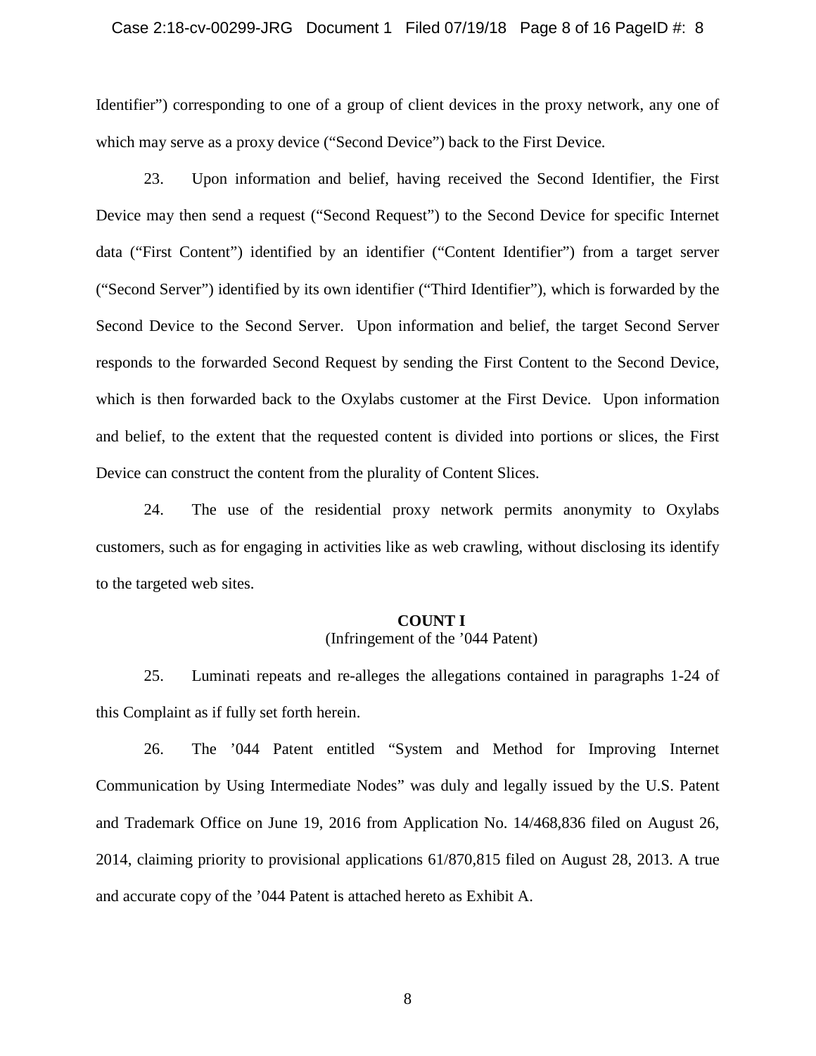Identifier") corresponding to one of a group of client devices in the proxy network, any one of which may serve as a proxy device ("Second Device") back to the First Device.

23. Upon information and belief, having received the Second Identifier, the First Device may then send a request ("Second Request") to the Second Device for specific Internet data ("First Content") identified by an identifier ("Content Identifier") from a target server ("Second Server") identified by its own identifier ("Third Identifier"), which is forwarded by the Second Device to the Second Server. Upon information and belief, the target Second Server responds to the forwarded Second Request by sending the First Content to the Second Device, which is then forwarded back to the Oxylabs customer at the First Device. Upon information and belief, to the extent that the requested content is divided into portions or slices, the First Device can construct the content from the plurality of Content Slices.

24. The use of the residential proxy network permits anonymity to Oxylabs customers, such as for engaging in activities like as web crawling, without disclosing its identify to the targeted web sites.

**COUNT I**
(Infringement of the '044 Patent)

25. Luminati repeats and re-alleges the allegations contained in paragraphs 1-24 of this Complaint as if fully set forth herein.

26. The '044 Patent entitled "System and Method for Improving Internet Communication by Using Intermediate Nodes" was duly and legally issued by the U.S. Patent and Trademark Office on June 19, 2016 from Application No. 14/468,836 filed on August 26, 2014, claiming priority to provisional applications 61/870,815 filed on August 28, 2013. A true and accurate copy of the '044 Patent is attached hereto as Exhibit A.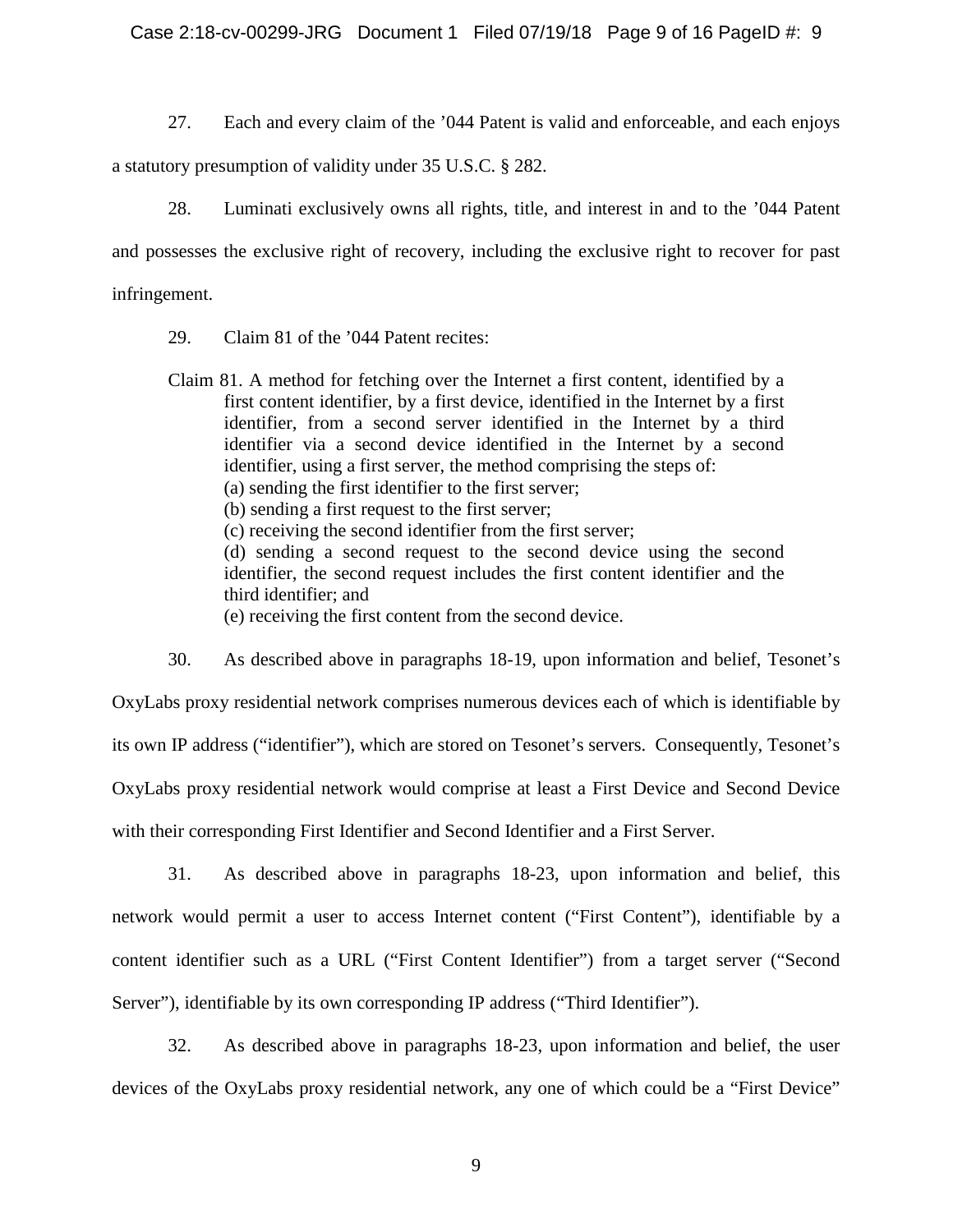27. Each and every claim of the ’044 Patent is valid and enforceable, and each enjoys a statutory presumption of validity under 35 U.S.C. § 282.

28. Luminati exclusively owns all rights, title, and interest in and to the ’044 Patent and possesses the exclusive right of recovery, including the exclusive right to recover for past infringement.

29. Claim 81 of the ’044 Patent recites:

> Claim 81. A method for fetching over the Internet a first content, identified by a first content identifier, by a first device, identified in the Internet by a first identifier, from a second server identified in the Internet by a third identifier via a second device identified in the Internet by a second identifier, using a first server, the method comprising the steps of:
>
> (a) sending the first identifier to the first server;
>
> (b) sending a first request to the first server;
>
> (c) receiving the second identifier from the first server;
>
> (d) sending a second request to the second device using the second identifier, the second request includes the first content identifier and the third identifier; and
>
> (e) receiving the first content from the second device.

30. As described above in paragraphs 18-19, upon information and belief, Tesonet’s OxyLabs proxy residential network comprises numerous devices each of which is identifiable by its own IP address (“identifier”), which are stored on Tesonet’s servers. Consequently, Tesonet’s OxyLabs proxy residential network would comprise at least a First Device and Second Device with their corresponding First Identifier and Second Identifier and a First Server.

31. As described above in paragraphs 18-23, upon information and belief, this network would permit a user to access Internet content (“First Content”), identifiable by a content identifier such as a URL (“First Content Identifier”) from a target server (“Second Server”), identifiable by its own corresponding IP address (“Third Identifier”).

32. As described above in paragraphs 18-23, upon information and belief, the user devices of the OxyLabs proxy residential network, any one of which could be a “First Device”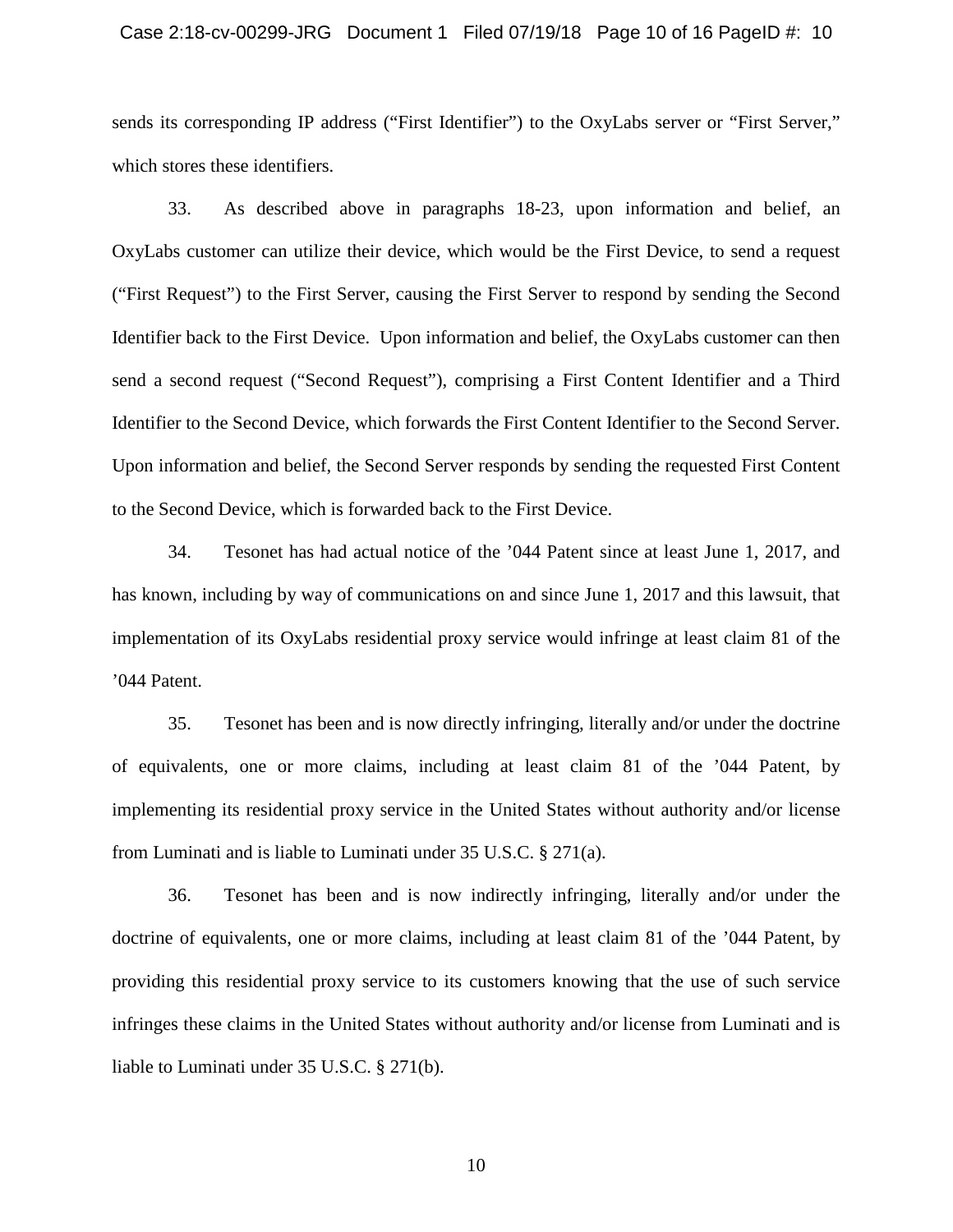sends its corresponding IP address ("First Identifier") to the OxyLabs server or "First Server," which stores these identifiers.

33. As described above in paragraphs 18-23, upon information and belief, an OxyLabs customer can utilize their device, which would be the First Device, to send a request ("First Request") to the First Server, causing the First Server to respond by sending the Second Identifier back to the First Device. Upon information and belief, the OxyLabs customer can then send a second request ("Second Request"), comprising a First Content Identifier and a Third Identifier to the Second Device, which forwards the First Content Identifier to the Second Server. Upon information and belief, the Second Server responds by sending the requested First Content to the Second Device, which is forwarded back to the First Device.

34. Tesonet has had actual notice of the '044 Patent since at least June 1, 2017, and has known, including by way of communications on and since June 1, 2017 and this lawsuit, that implementation of its OxyLabs residential proxy service would infringe at least claim 81 of the '044 Patent.

35. Tesonet has been and is now directly infringing, literally and/or under the doctrine of equivalents, one or more claims, including at least claim 81 of the '044 Patent, by implementing its residential proxy service in the United States without authority and/or license from Luminati and is liable to Luminati under 35 U.S.C. § 271(a).

36. Tesonet has been and is now indirectly infringing, literally and/or under the doctrine of equivalents, one or more claims, including at least claim 81 of the '044 Patent, by providing this residential proxy service to its customers knowing that the use of such service infringes these claims in the United States without authority and/or license from Luminati and is liable to Luminati under 35 U.S.C. § 271(b).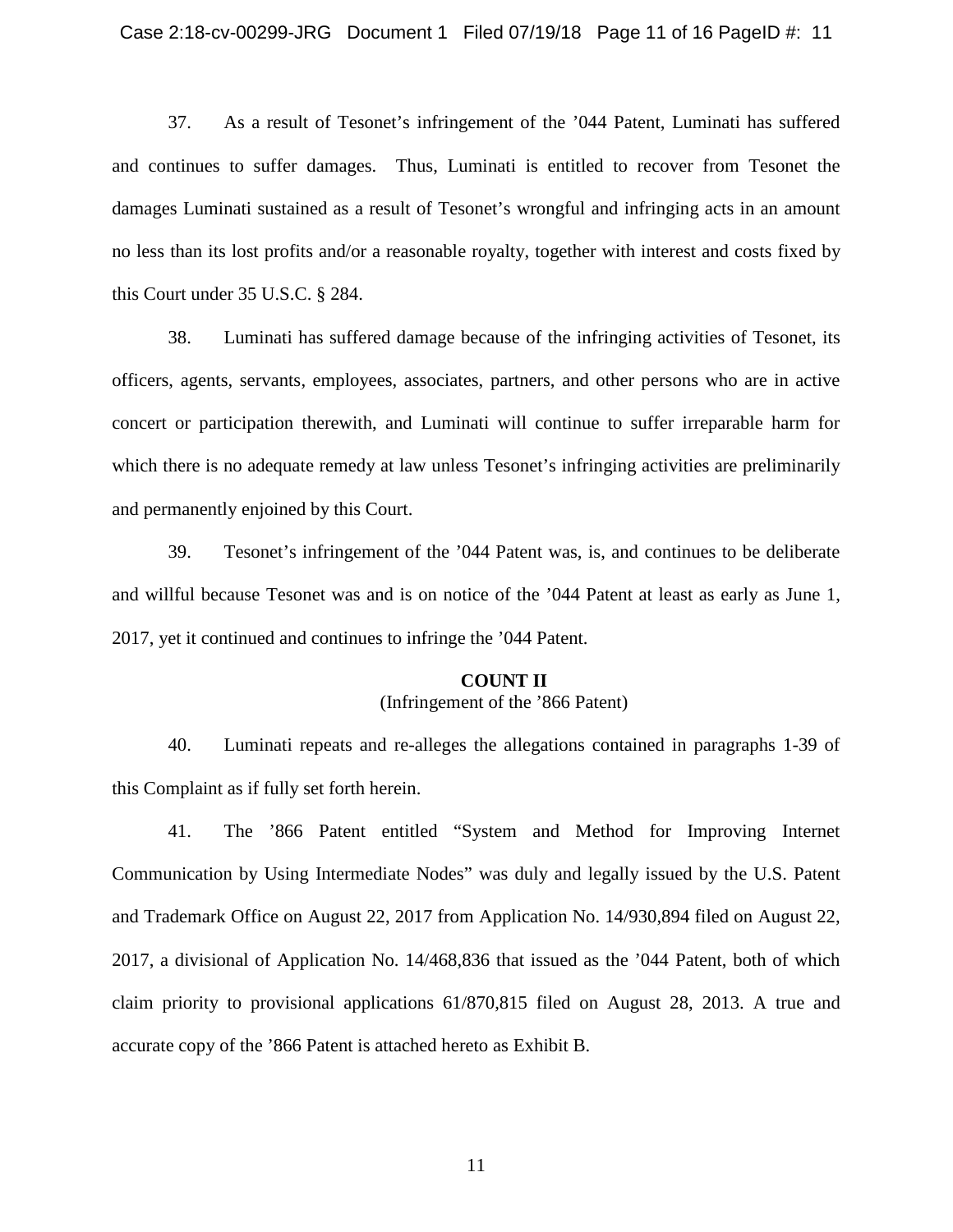37. As a result of Tesonet's infringement of the '044 Patent, Luminati has suffered and continues to suffer damages. Thus, Luminati is entitled to recover from Tesonet the damages Luminati sustained as a result of Tesonet's wrongful and infringing acts in an amount no less than its lost profits and/or a reasonable royalty, together with interest and costs fixed by this Court under 35 U.S.C. § 284.

38. Luminati has suffered damage because of the infringing activities of Tesonet, its officers, agents, servants, employees, associates, partners, and other persons who are in active concert or participation therewith, and Luminati will continue to suffer irreparable harm for which there is no adequate remedy at law unless Tesonet's infringing activities are preliminarily and permanently enjoined by this Court.

39. Tesonet's infringement of the '044 Patent was, is, and continues to be deliberate and willful because Tesonet was and is on notice of the '044 Patent at least as early as June 1, 2017, yet it continued and continues to infringe the '044 Patent.

**COUNT II**
(Infringement of the '866 Patent)

40. Luminati repeats and re-alleges the allegations contained in paragraphs 1-39 of this Complaint as if fully set forth herein.

41. The '866 Patent entitled "System and Method for Improving Internet Communication by Using Intermediate Nodes" was duly and legally issued by the U.S. Patent and Trademark Office on August 22, 2017 from Application No. 14/930,894 filed on August 22, 2017, a divisional of Application No. 14/468,836 that issued as the '044 Patent, both of which claim priority to provisional applications 61/870,815 filed on August 28, 2013. A true and accurate copy of the '866 Patent is attached hereto as Exhibit B.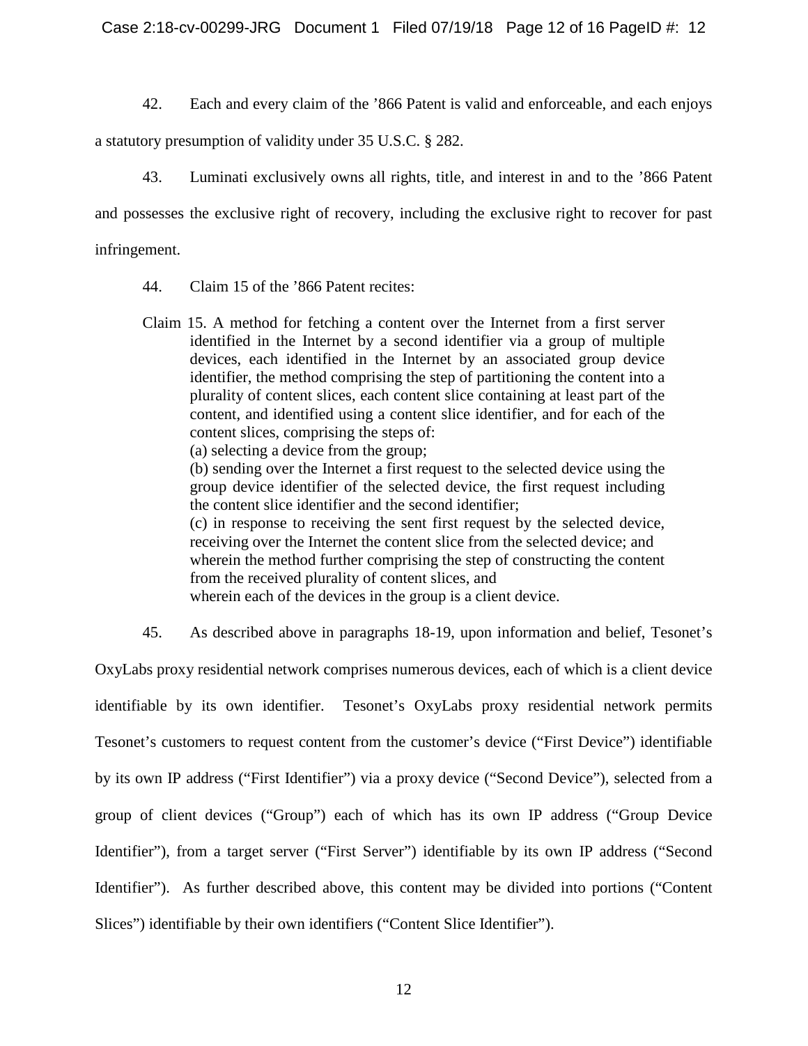42. Each and every claim of the ’866 Patent is valid and enforceable, and each enjoys a statutory presumption of validity under 35 U.S.C. § 282.

43. Luminati exclusively owns all rights, title, and interest in and to the ’866 Patent and possesses the exclusive right of recovery, including the exclusive right to recover for past infringement.

44. Claim 15 of the ’866 Patent recites:

> Claim 15. A method for fetching a content over the Internet from a first server identified in the Internet by a second identifier via a group of multiple devices, each identified in the Internet by an associated group device identifier, the method comprising the step of partitioning the content into a plurality of content slices, each content slice containing at least part of the content, and identified using a content slice identifier, and for each of the content slices, comprising the steps of:
>
> (a) selecting a device from the group;
>
> (b) sending over the Internet a first request to the selected device using the group device identifier of the selected device, the first request including the content slice identifier and the second identifier;
>
> (c) in response to receiving the sent first request by the selected device, receiving over the Internet the content slice from the selected device; and
>
> wherein the method further comprising the step of constructing the content from the received plurality of content slices, and
>
> wherein each of the devices in the group is a client device.

45. As described above in paragraphs 18-19, upon information and belief, Tesonet’s OxyLabs proxy residential network comprises numerous devices, each of which is a client device identifiable by its own identifier. Tesonet’s OxyLabs proxy residential network permits Tesonet’s customers to request content from the customer’s device (“First Device”) identifiable by its own IP address (“First Identifier”) via a proxy device (“Second Device”), selected from a group of client devices (“Group”) each of which has its own IP address (“Group Device Identifier”), from a target server (“First Server”) identifiable by its own IP address (“Second Identifier”). As further described above, this content may be divided into portions (“Content Slices”) identifiable by their own identifiers (“Content Slice Identifier”).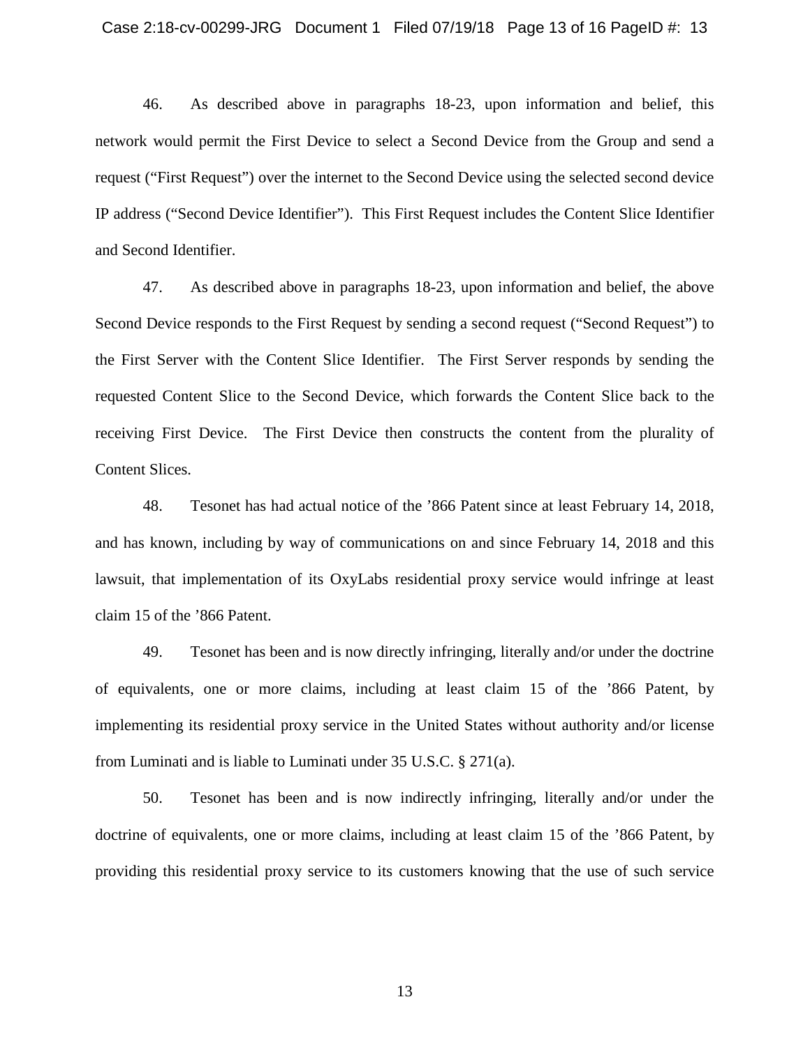46. As described above in paragraphs 18-23, upon information and belief, this network would permit the First Device to select a Second Device from the Group and send a request ("First Request") over the internet to the Second Device using the selected second device IP address ("Second Device Identifier"). This First Request includes the Content Slice Identifier and Second Identifier.

47. As described above in paragraphs 18-23, upon information and belief, the above Second Device responds to the First Request by sending a second request ("Second Request") to the First Server with the Content Slice Identifier. The First Server responds by sending the requested Content Slice to the Second Device, which forwards the Content Slice back to the receiving First Device. The First Device then constructs the content from the plurality of Content Slices.

48. Tesonet has had actual notice of the '866 Patent since at least February 14, 2018, and has known, including by way of communications on and since February 14, 2018 and this lawsuit, that implementation of its OxyLabs residential proxy service would infringe at least claim 15 of the '866 Patent.

49. Tesonet has been and is now directly infringing, literally and/or under the doctrine of equivalents, one or more claims, including at least claim 15 of the '866 Patent, by implementing its residential proxy service in the United States without authority and/or license from Luminati and is liable to Luminati under 35 U.S.C. § 271(a).

50. Tesonet has been and is now indirectly infringing, literally and/or under the doctrine of equivalents, one or more claims, including at least claim 15 of the '866 Patent, by providing this residential proxy service to its customers knowing that the use of such service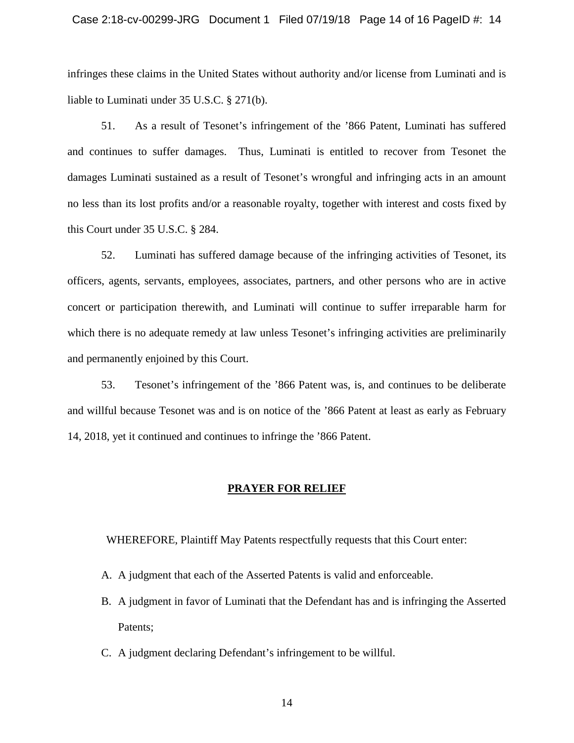infringes these claims in the United States without authority and/or license from Luminati and is liable to Luminati under 35 U.S.C. § 271(b).

51. As a result of Tesonet's infringement of the '866 Patent, Luminati has suffered and continues to suffer damages. Thus, Luminati is entitled to recover from Tesonet the damages Luminati sustained as a result of Tesonet's wrongful and infringing acts in an amount no less than its lost profits and/or a reasonable royalty, together with interest and costs fixed by this Court under 35 U.S.C. § 284.

52. Luminati has suffered damage because of the infringing activities of Tesonet, its officers, agents, servants, employees, associates, partners, and other persons who are in active concert or participation therewith, and Luminati will continue to suffer irreparable harm for which there is no adequate remedy at law unless Tesonet's infringing activities are preliminarily and permanently enjoined by this Court.

53. Tesonet's infringement of the '866 Patent was, is, and continues to be deliberate and willful because Tesonet was and is on notice of the '866 Patent at least as early as February 14, 2018, yet it continued and continues to infringe the '866 Patent.

## PRAYER FOR RELIEF

WHEREFORE, Plaintiff May Patents respectfully requests that this Court enter:

A. A judgment that each of the Asserted Patents is valid and enforceable.

B. A judgment in favor of Luminati that the Defendant has and is infringing the Asserted Patents;

C. A judgment declaring Defendant's infringement to be willful.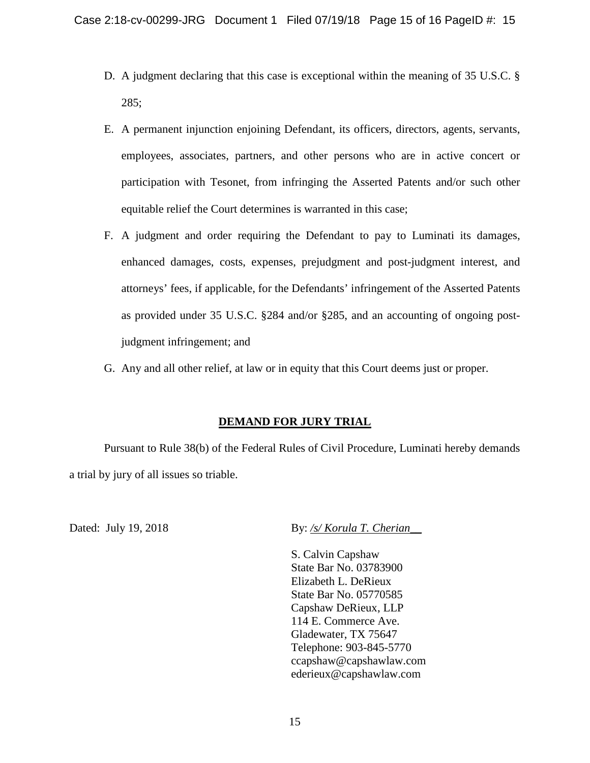D. A judgment declaring that this case is exceptional within the meaning of 35 U.S.C. § 285;

E. A permanent injunction enjoining Defendant, its officers, directors, agents, servants, employees, associates, partners, and other persons who are in active concert or participation with Tesonet, from infringing the Asserted Patents and/or such other equitable relief the Court determines is warranted in this case;

F. A judgment and order requiring the Defendant to pay to Luminati its damages, enhanced damages, costs, expenses, prejudgment and post-judgment interest, and attorneys' fees, if applicable, for the Defendants' infringement of the Asserted Patents as provided under 35 U.S.C. §284 and/or §285, and an accounting of ongoing post-judgment infringement; and

G. Any and all other relief, at law or in equity that this Court deems just or proper.

## DEMAND FOR JURY TRIAL

Pursuant to Rule 38(b) of the Federal Rules of Civil Procedure, Luminati hereby demands a trial by jury of all issues so triable.

Dated: July 19, 2018

By: */s/ Korula T. Cherian*

S. Calvin Capshaw
State Bar No. 03783900
Elizabeth L. DeRieux
State Bar No. 05770585
Capshaw DeRieux, LLP
114 E. Commerce Ave.
Gladewater, TX 75647
Telephone: 903-845-5770
ccapshaw@capshawlaw.com
ederieux@capshawlaw.com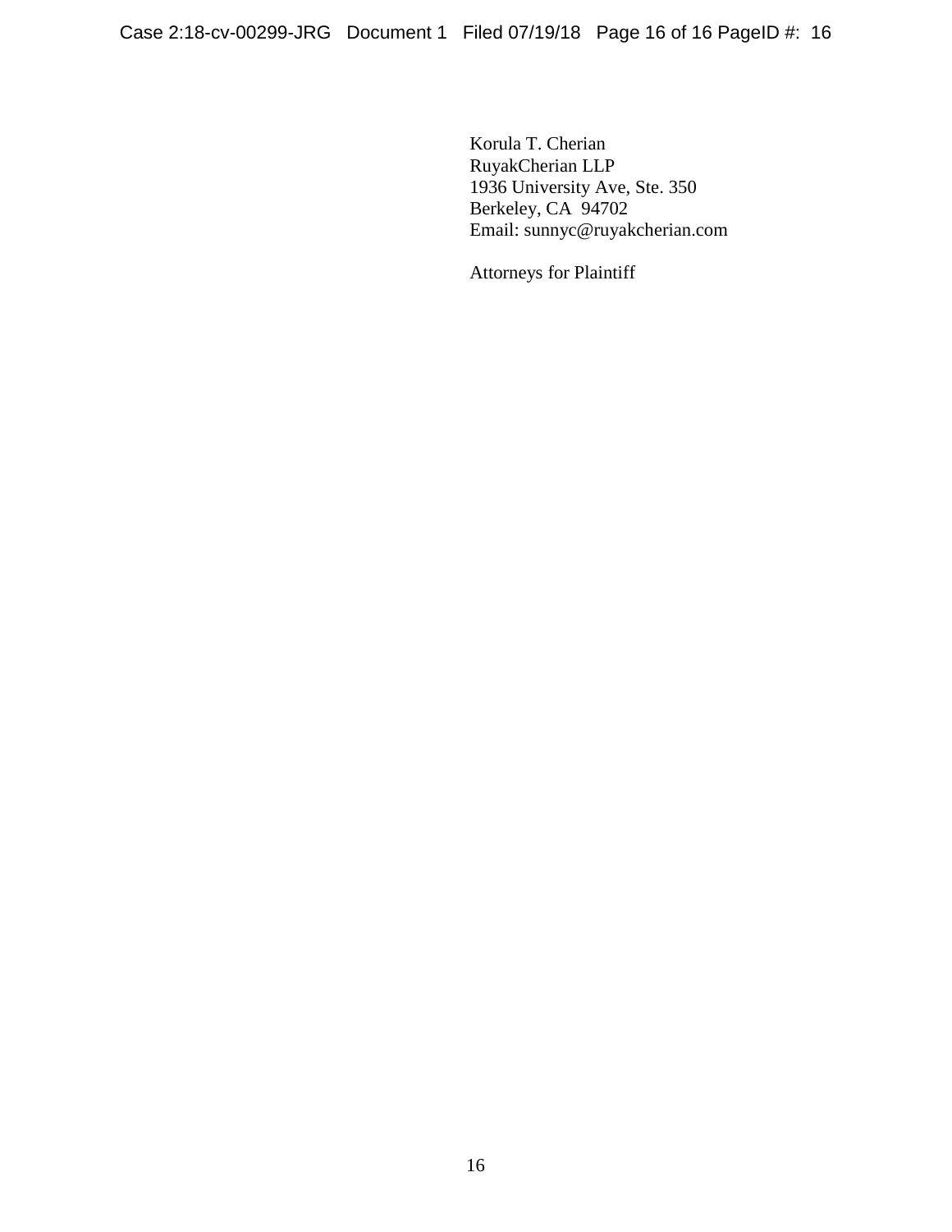Korula T. Cherian
RuyakCherian LLP
1936 University Ave, Ste. 350
Berkeley, CA 94702
Email: sunnyc@ruyakcherian.com

Attorneys for Plaintiff